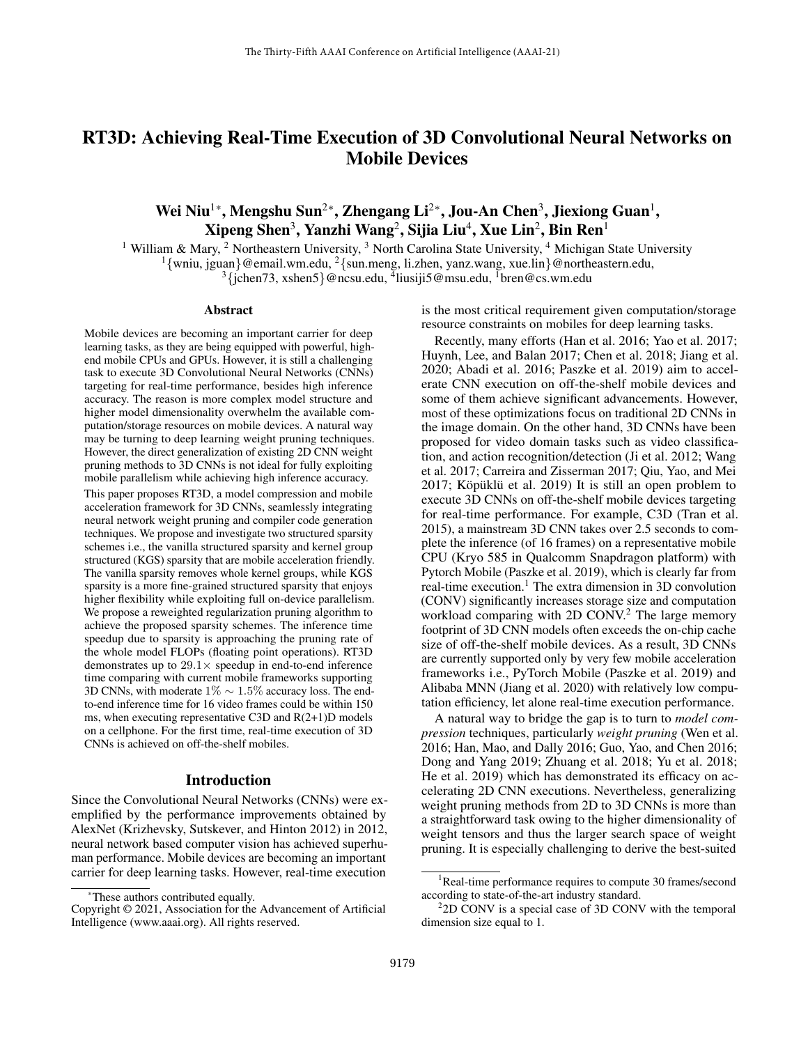# RT3D: Achieving Real-Time Execution of 3D Convolutional Neural Networks on Mobile Devices

**Wei Niu[1]\*, Mengshu Sun[2]\*, Zhengang Li[2]\*, Jou-An Chen[3], Jiexiong Guan[1], Xipeng Shen[3], Yanzhi Wang[2], Sijia Liu[4], Xue Lin[2], Bin Ren[1]**

[1] William & Mary, [2] Northeastern University, [3] North Carolina State University, [4] Michigan State University
[1]{wniu, jguan}@email.wm.edu, [2]{sun.meng, li.zhen, yanz.wang, xue.lin}@northeastern.edu,
[3]{jchen73, xshen5}@ncsu.edu, [4]liusiji5@msu.edu, [1]bren@cs.wm.edu

## Abstract

Mobile devices are becoming an important carrier for deep learning tasks, as they are being equipped with powerful, high-end mobile CPUs and GPUs. However, it is still a challenging task to execute 3D Convolutional Neural Networks (CNNs) targeting for real-time performance, besides high inference accuracy. The reason is more complex model structure and higher model dimensionality overwhelm the available computation/storage resources on mobile devices. A natural way may be turning to deep learning weight pruning techniques. However, the direct generalization of existing 2D CNN weight pruning methods to 3D CNNs is not ideal for fully exploiting mobile parallelism while achieving high inference accuracy.

This paper proposes RT3D, a model compression and mobile acceleration framework for 3D CNNs, seamlessly integrating neural network weight pruning and compiler code generation techniques. We propose and investigate two structured sparsity schemes i.e., the vanilla structured sparsity and kernel group structured (KGS) sparsity that are mobile acceleration friendly. The vanilla sparsity removes whole kernel groups, while KGS sparsity is a more fine-grained structured sparsity that enjoys higher flexibility while exploiting full on-device parallelism. We propose a reweighted regularization pruning algorithm to achieve the proposed sparsity schemes. The inference time speedup due to sparsity is approaching the pruning rate of the whole model FLOPs (floating point operations). RT3D demonstrates up to $29.1\times$ speedup in end-to-end inference time comparing with current mobile frameworks supporting 3D CNNs, with moderate $1\% \sim 1.5\%$ accuracy loss. The end-to-end inference time for 16 video frames could be within 150 ms, when executing representative C3D and R(2+1)D models on a cellphone. For the first time, real-time execution of 3D CNNs is achieved on off-the-shelf mobiles.

## Introduction

Since the Convolutional Neural Networks (CNNs) were exemplified by the performance improvements obtained by AlexNet (Krizhevsky, Sutskever, and Hinton 2012) in 2012, neural network based computer vision has achieved superhuman performance. Mobile devices are becoming an important carrier for deep learning tasks. However, real-time execution is the most critical requirement given computation/storage resource constraints on mobiles for deep learning tasks.

Recently, many efforts (Han et al. 2016; Yao et al. 2017; Huynh, Lee, and Balan 2017; Chen et al. 2018; Jiang et al. 2020; Abadi et al. 2016; Paszke et al. 2019) aim to accelerate CNN execution on off-the-shelf mobile devices and some of them achieve significant advancements. However, most of these optimizations focus on traditional 2D CNNs in the image domain. On the other hand, 3D CNNs have been proposed for video domain tasks such as video classification, and action recognition/detection (Ji et al. 2012; Wang et al. 2017; Carreira and Zisserman 2017; Qiu, Yao, and Mei 2017; Köpüklü et al. 2019) It is still an open problem to execute 3D CNNs on off-the-shelf mobile devices targeting for real-time performance. For example, C3D (Tran et al. 2015), a mainstream 3D CNN takes over 2.5 seconds to complete the inference (of 16 frames) on a representative mobile CPU (Kryo 585 in Qualcomm Snapdragon platform) with Pytorch Mobile (Paszke et al. 2019), which is clearly far from real-time execution.[1] The extra dimension in 3D convolution (CONV) significantly increases storage size and computation workload comparing with 2D CONV.[2] The large memory footprint of 3D CNN models often exceeds the on-chip cache size of off-the-shelf mobile devices. As a result, 3D CNNs are currently supported only by very few mobile acceleration frameworks i.e., PyTorch Mobile (Paszke et al. 2019) and Alibaba MNN (Jiang et al. 2020) with relatively low computation efficiency, let alone real-time execution performance.

A natural way to bridge the gap is to turn to *model compression* techniques, particularly *weight pruning* (Wen et al. 2016; Han, Mao, and Dally 2016; Guo, Yao, and Chen 2016; Dong and Yang 2019; Zhuang et al. 2018; Yu et al. 2018; He et al. 2019) which has demonstrated its efficacy on accelerating 2D CNN executions. Nevertheless, generalizing weight pruning methods from 2D to 3D CNNs is more than a straightforward task owing to the higher dimensionality of weight tensors and thus the larger search space of weight pruning. It is especially challenging to derive the best-suited

\*These authors contributed equally.

Copyright © 2021, Association for the Advancement of Artificial Intelligence (www.aaai.org). All rights reserved.

[1] Real-time performance requires to compute 30 frames/second according to state-of-the-art industry standard.

[2] 2D CONV is a special case of 3D CONV with the temporal dimension size equal to 1.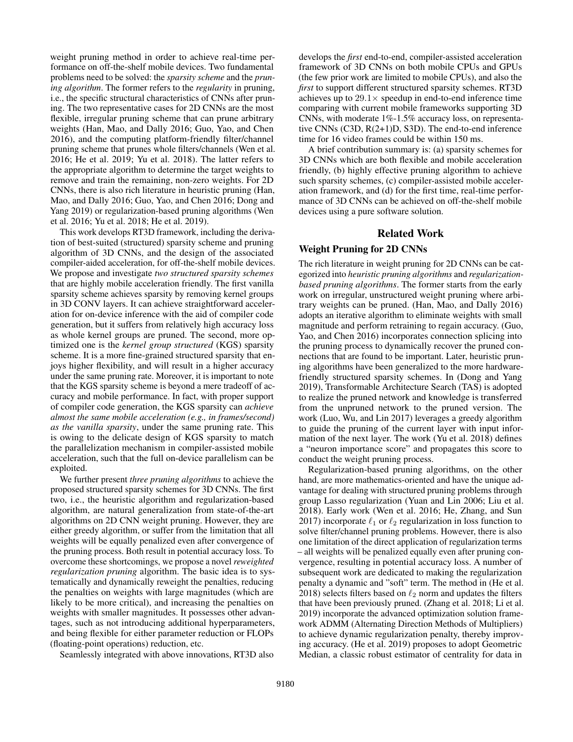weight pruning method in order to achieve real-time performance on off-the-shelf mobile devices. Two fundamental problems need to be solved: the *sparsity scheme* and the *pruning algorithm*. The former refers to the *regularity* in pruning, i.e., the specific structural characteristics of CNNs after pruning. The two representative cases for 2D CNNs are the most flexible, irregular pruning scheme that can prune arbitrary weights (Han, Mao, and Dally 2016; Guo, Yao, and Chen 2016), and the computing platform-friendly filter/channel pruning scheme that prunes whole filters/channels (Wen et al. 2016; He et al. 2019; Yu et al. 2018). The latter refers to the appropriate algorithm to determine the target weights to remove and train the remaining, non-zero weights. For 2D CNNs, there is also rich literature in heuristic pruning (Han, Mao, and Dally 2016; Guo, Yao, and Chen 2016; Dong and Yang 2019) or regularization-based pruning algorithms (Wen et al. 2016; Yu et al. 2018; He et al. 2019).

This work develops RT3D framework, including the derivation of best-suited (structured) sparsity scheme and pruning algorithm of 3D CNNs, and the design of the associated compiler-aided acceleration, for off-the-shelf mobile devices. We propose and investigate *two structured sparsity schemes* that are highly mobile acceleration friendly. The first vanilla sparsity scheme achieves sparsity by removing kernel groups in 3D CONV layers. It can achieve straightforward acceleration for on-device inference with the aid of compiler code generation, but it suffers from relatively high accuracy loss as whole kernel groups are pruned. The second, more optimized one is the *kernel group structured* (KGS) sparsity scheme. It is a more fine-grained structured sparsity that enjoys higher flexibility, and will result in a higher accuracy under the same pruning rate. Moreover, it is important to note that the KGS sparsity scheme is beyond a mere tradeoff of accuracy and mobile performance. In fact, with proper support of compiler code generation, the KGS sparsity can *achieve almost the same mobile acceleration (e.g., in frames/second) as the vanilla sparsity*, under the same pruning rate. This is owing to the delicate design of KGS sparsity to match the parallelization mechanism in compiler-assisted mobile acceleration, such that the full on-device parallelism can be exploited.

We further present *three pruning algorithms* to achieve the proposed structured sparsity schemes for 3D CNNs. The first two, i.e., the heuristic algorithm and regularization-based algorithm, are natural generalization from state-of-the-art algorithms on 2D CNN weight pruning. However, they are either greedy algorithm, or suffer from the limitation that all weights will be equally penalized even after convergence of the pruning process. Both result in potential accuracy loss. To overcome these shortcomings, we propose a novel *reweighted regularization pruning* algorithm. The basic idea is to systematically and dynamically reweight the penalties, reducing the penalties on weights with large magnitudes (which are likely to be more critical), and increasing the penalties on weights with smaller magnitudes. It possesses other advantages, such as not introducing additional hyperparameters, and being flexible for either parameter reduction or FLOPs (floating-point operations) reduction, etc.

Seamlessly integrated with above innovations, RT3D also develops the *first* end-to-end, compiler-assisted acceleration framework of 3D CNNs on both mobile CPUs and GPUs (the few prior work are limited to mobile CPUs), and also the *first* to support different structured sparsity schemes. RT3D achieves up to $29.1\times$ speedup in end-to-end inference time comparing with current mobile frameworks supporting 3D CNNs, with moderate 1%-1.5% accuracy loss, on representative CNNs (C3D, R(2+1)D, S3D). The end-to-end inference time for 16 video frames could be within 150 ms.

A brief contribution summary is: (a) sparsity schemes for 3D CNNs which are both flexible and mobile acceleration friendly, (b) highly effective pruning algorithm to achieve such sparsity schemes, (c) compiler-assisted mobile acceleration framework, and (d) for the first time, real-time performance of 3D CNNs can be achieved on off-the-shelf mobile devices using a pure software solution.

## Related Work

### Weight Pruning for 2D CNNs

The rich literature in weight pruning for 2D CNNs can be categorized into *heuristic pruning algorithms* and *regularization-based pruning algorithms*. The former starts from the early work on irregular, unstructured weight pruning where arbitrary weights can be pruned. (Han, Mao, and Dally 2016) adopts an iterative algorithm to eliminate weights with small magnitude and perform retraining to regain accuracy. (Guo, Yao, and Chen 2016) incorporates connection splicing into the pruning process to dynamically recover the pruned connections that are found to be important. Later, heuristic pruning algorithms have been generalized to the more hardware-friendly structured sparsity schemes. In (Dong and Yang 2019), Transformable Architecture Search (TAS) is adopted to realize the pruned network and knowledge is transferred from the unpruned network to the pruned version. The work (Luo, Wu, and Lin 2017) leverages a greedy algorithm to guide the pruning of the current layer with input information of the next layer. The work (Yu et al. 2018) defines a "neuron importance score" and propagates this score to conduct the weight pruning process.

Regularization-based pruning algorithms, on the other hand, are more mathematics-oriented and have the unique advantage for dealing with structured pruning problems through group Lasso regularization (Yuan and Lin 2006; Liu et al. 2018). Early work (Wen et al. 2016; He, Zhang, and Sun 2017) incorporate $\ell_1$ or $\ell_2$ regularization in loss function to solve filter/channel pruning problems. However, there is also one limitation of the direct application of regularization terms – all weights will be penalized equally even after pruning convergence, resulting in potential accuracy loss. A number of subsequent work are dedicated to making the regularization penalty a dynamic and "soft" term. The method in (He et al. 2018) selects filters based on $\ell_2$ norm and updates the filters that have been previously pruned. (Zhang et al. 2018; Li et al. 2019) incorporate the advanced optimization solution framework ADMM (Alternating Direction Methods of Multipliers) to achieve dynamic regularization penalty, thereby improving accuracy. (He et al. 2019) proposes to adopt Geometric Median, a classic robust estimator of centrality for data in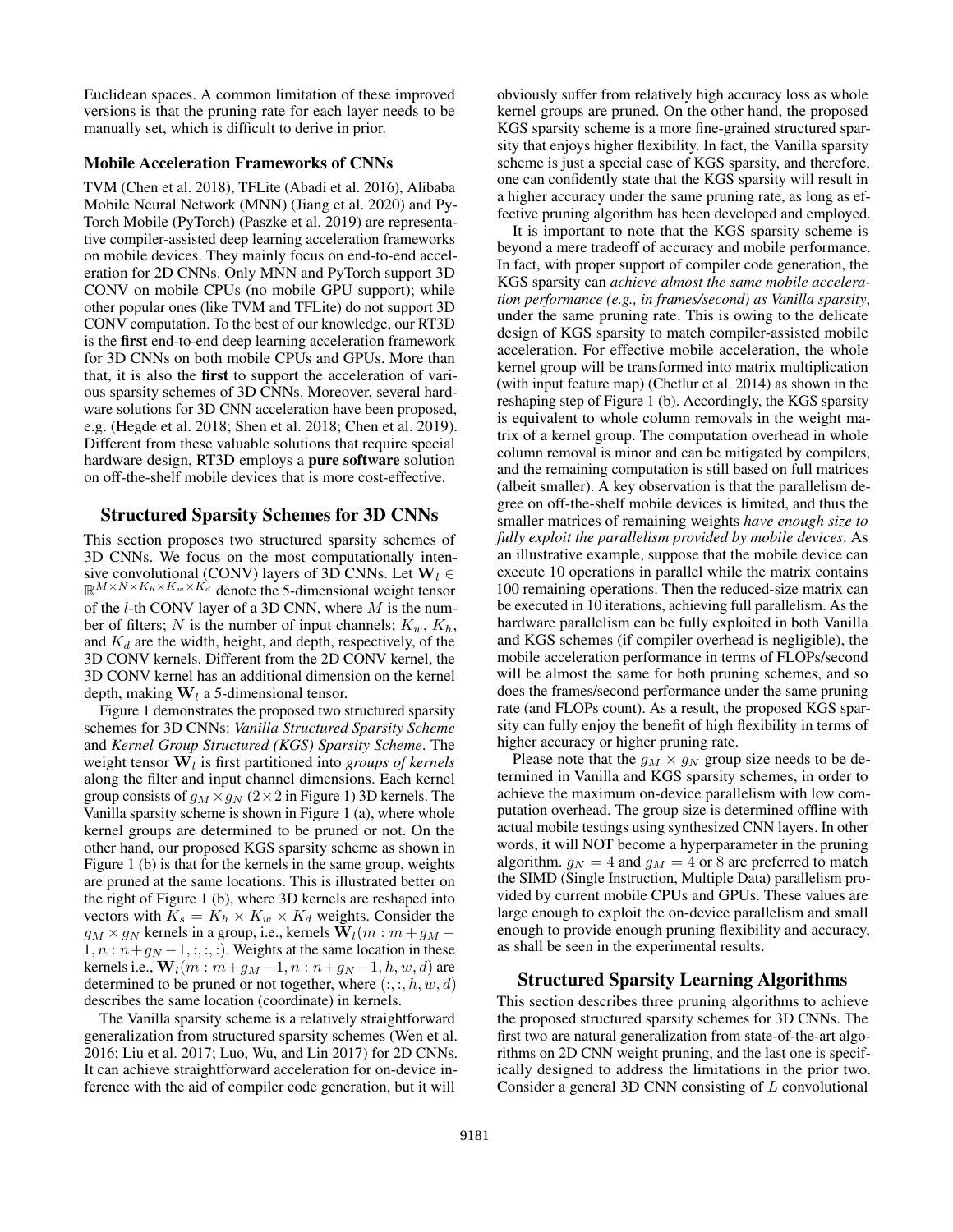Euclidean spaces. A common limitation of these improved versions is that the pruning rate for each layer needs to be manually set, which is difficult to derive in prior.

### Mobile Acceleration Frameworks of CNNs

TVM (Chen et al. 2018), TFLite (Abadi et al. 2016), Alibaba Mobile Neural Network (MNN) (Jiang et al. 2020) and PyTorch Mobile (PyTorch) (Paszke et al. 2019) are representative compiler-assisted deep learning acceleration frameworks on mobile devices. They mainly focus on end-to-end acceleration for 2D CNNs. Only MNN and PyTorch support 3D CONV on mobile CPUs (no mobile GPU support); while other popular ones (like TVM and TFLite) do not support 3D CONV computation. To the best of our knowledge, our RT3D is the **first** end-to-end deep learning acceleration framework for 3D CNNs on both mobile CPUs and GPUs. More than that, it is also the **first** to support the acceleration of various sparsity schemes of 3D CNNs. Moreover, several hardware solutions for 3D CNN acceleration have been proposed, e.g. (Hegde et al. 2018; Shen et al. 2018; Chen et al. 2019). Different from these valuable solutions that require special hardware design, RT3D employs a **pure software** solution on off-the-shelf mobile devices that is more cost-effective.

## Structured Sparsity Schemes for 3D CNNs

This section proposes two structured sparsity schemes of 3D CNNs. We focus on the most computationally intensive convolutional (CONV) layers of 3D CNNs. Let $\mathbf{W}_l \in \mathbb{R}^{M \times N \times K_h \times K_w \times K_d}$ denote the 5-dimensional weight tensor of the $l$-th CONV layer of a 3D CNN, where $M$ is the number of filters; $N$ is the number of input channels; $K_w$, $K_h$, and $K_d$ are the width, height, and depth, respectively, of the 3D CONV kernels. Different from the 2D CONV kernel, the 3D CONV kernel has an additional dimension on the kernel depth, making $\mathbf{W}_l$ a 5-dimensional tensor.

Figure 1 demonstrates the proposed two structured sparsity schemes for 3D CNNs: *Vanilla Structured Sparsity Scheme* and *Kernel Group Structured (KGS) Sparsity Scheme*. The weight tensor $\mathbf{W}_l$ is first partitioned into *groups of kernels* along the filter and input channel dimensions. Each kernel group consists of $g_M \times g_N$ ($2 \times 2$ in Figure 1) 3D kernels. The Vanilla sparsity scheme is shown in Figure 1 (a), where whole kernel groups are determined to be pruned or not. On the other hand, our proposed KGS sparsity scheme as shown in Figure 1 (b) is that for the kernels in the same group, weights are pruned at the same locations. This is illustrated better on the right of Figure 1 (b), where 3D kernels are reshaped into vectors with $K_s = K_h \times K_w \times K_d$ weights. Consider the $g_M \times g_N$ kernels in a group, i.e., kernels $\mathbf{W}_l(m : m+g_M-1, n : n+g_N-1, :, :, :)$. Weights at the same location in these kernels i.e., $\mathbf{W}_l(m : m+g_M-1, n : n+g_N-1, h, w, d)$ are determined to be pruned or not together, where $(:, :, h, w, d)$ describes the same location (coordinate) in kernels.

The Vanilla sparsity scheme is a relatively straightforward generalization from structured sparsity schemes (Wen et al. 2016; Liu et al. 2017; Luo, Wu, and Lin 2017) for 2D CNNs. It can achieve straightforward acceleration for on-device inference with the aid of compiler code generation, but it will obviously suffer from relatively high accuracy loss as whole kernel groups are pruned. On the other hand, the proposed KGS sparsity scheme is a more fine-grained structured sparsity that enjoys higher flexibility. In fact, the Vanilla sparsity scheme is just a special case of KGS sparsity, and therefore, one can confidently state that the KGS sparsity will result in a higher accuracy under the same pruning rate, as long as effective pruning algorithm has been developed and employed.

It is important to note that the KGS sparsity scheme is beyond a mere tradeoff of accuracy and mobile performance. In fact, with proper support of compiler code generation, the KGS sparsity can *achieve almost the same mobile acceleration performance (e.g., in frames/second) as Vanilla sparsity*, under the same pruning rate. This is owing to the delicate design of KGS sparsity to match compiler-assisted mobile acceleration. For effective mobile acceleration, the whole kernel group will be transformed into matrix multiplication (with input feature map) (Chetlur et al. 2014) as shown in the reshaping step of Figure 1 (b). Accordingly, the KGS sparsity is equivalent to whole column removals in the weight matrix of a kernel group. The computation overhead in whole column removal is minor and can be mitigated by compilers, and the remaining computation is still based on full matrices (albeit smaller). A key observation is that the parallelism degree on off-the-shelf mobile devices is limited, and thus the smaller matrices of remaining weights *have enough size to fully exploit the parallelism provided by mobile devices*. As an illustrative example, suppose that the mobile device can execute 10 operations in parallel while the matrix contains 100 remaining operations. Then the reduced-size matrix can be executed in 10 iterations, achieving full parallelism. As the hardware parallelism can be fully exploited in both Vanilla and KGS schemes (if compiler overhead is negligible), the mobile acceleration performance in terms of FLOPs/second will be almost the same for both pruning schemes, and so does the frames/second performance under the same pruning rate (and FLOPs count). As a result, the proposed KGS sparsity can fully enjoy the benefit of high flexibility in terms of higher accuracy or higher pruning rate.

Please note that the $g_M \times g_N$ group size needs to be determined in Vanilla and KGS sparsity schemes, in order to achieve the maximum on-device parallelism with low computation overhead. The group size is determined offline with actual mobile testings using synthesized CNN layers. In other words, it will NOT become a hyperparameter in the pruning algorithm. $g_N = 4$ and $g_M = 4$ or 8 are preferred to match the SIMD (Single Instruction, Multiple Data) parallelism provided by current mobile CPUs and GPUs. These values are large enough to exploit the on-device parallelism and small enough to provide enough pruning flexibility and accuracy, as shall be seen in the experimental results.

## Structured Sparsity Learning Algorithms

This section describes three pruning algorithms to achieve the proposed structured sparsity schemes for 3D CNNs. The first two are natural generalization from state-of-the-art algorithms on 2D CNN weight pruning, and the last one is specifically designed to address the limitations in the prior two. Consider a general 3D CNN consisting of $L$ convolutional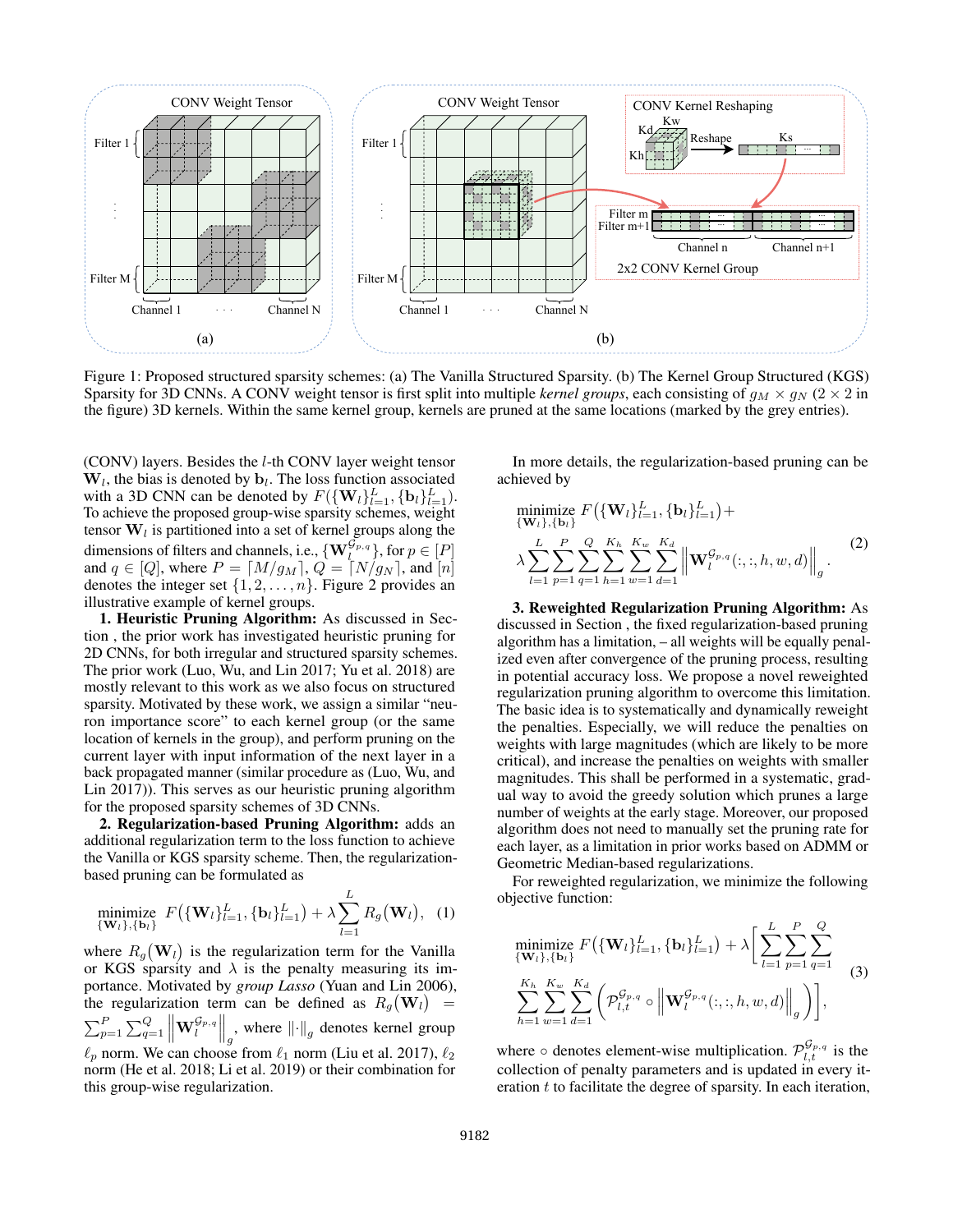Figure 1: Proposed structured sparsity schemes: (a) The Vanilla Structured Sparsity. (b) The Kernel Group Structured (KGS) Sparsity for 3D CNNs. A CONV weight tensor is first split into multiple *kernel groups*, each consisting of $g_M \times g_N$ ($2 \times 2$ in the figure) 3D kernels. Within the same kernel group, kernels are pruned at the same locations (marked by the grey entries).

(CONV) layers. Besides the $l$-th CONV layer weight tensor $\mathbf{W}_l$, the bias is denoted by $\mathbf{b}_l$. The loss function associated with a 3D CNN can be denoted by $F(\{\mathbf{W}_l\}_{l=1}^{L}, \{\mathbf{b}_l\}_{l=1}^{L})$. To achieve the proposed group-wise sparsity schemes, weight tensor $\mathbf{W}_l$ is partitioned into a set of kernel groups along the dimensions of filters and channels, i.e., $\{\mathbf{W}_l^{\mathcal{G}_{p,q}}\}$, for $p \in [P]$ and $q \in [Q]$, where $P = \lceil M/g_M \rceil$, $Q = \lceil N/g_N \rceil$, and $[n]$ denotes the integer set $\{1, 2, \ldots, n\}$. Figure 2 provides an illustrative example of kernel groups.

**1. Heuristic Pruning Algorithm:** As discussed in Section , the prior work has investigated heuristic pruning for 2D CNNs, for both irregular and structured sparsity schemes. The prior work (Luo, Wu, and Lin 2017; Yu et al. 2018) are mostly relevant to this work as we also focus on structured sparsity. Motivated by these work, we assign a similar "neuron importance score" to each kernel group (or the same location of kernels in the group), and perform pruning on the current layer with input information of the next layer in a back propagated manner (similar procedure as (Luo, Wu, and Lin 2017)). This serves as our heuristic pruning algorithm for the proposed sparsity schemes of 3D CNNs.

**2. Regularization-based Pruning Algorithm:** adds an additional regularization term to the loss function to achieve the Vanilla or KGS sparsity scheme. Then, the regularization-based pruning can be formulated as

$$\underset{\{\mathbf{W}_l\},\{\mathbf{b}_l\}}{\text{minimize}} \; F\big(\{\mathbf{W}_l\}_{l=1}^{L}, \{\mathbf{b}_l\}_{l=1}^{L}\big) + \lambda \sum_{l=1}^{L} R_g\big(\mathbf{W}_l\big), \quad (1)$$

where $R_g\big(\mathbf{W}_l\big)$ is the regularization term for the Vanilla or KGS sparsity and $\lambda$ is the penalty measuring its importance. Motivated by *group Lasso* (Yuan and Lin 2006), the regularization term can be defined as $R_g\big(\mathbf{W}_l\big) = \sum_{p=1}^{P}\sum_{q=1}^{Q}\Big\|\mathbf{W}_l^{\mathcal{G}_{p,q}}\Big\|_g$, where $\|\cdot\|_g$ denotes kernel group $\ell_p$ norm. We can choose from $\ell_1$ norm (Liu et al. 2017), $\ell_2$ norm (He et al. 2018; Li et al. 2019) or their combination for this group-wise regularization.

In more details, the regularization-based pruning can be achieved by

$$\underset{\{\mathbf{W}_l\},\{\mathbf{b}_l\}}{\text{minimize}} \; F\big(\{\mathbf{W}_l\}_{l=1}^{L}, \{\mathbf{b}_l\}_{l=1}^{L}\big) + \lambda \sum_{l=1}^{L}\sum_{p=1}^{P}\sum_{q=1}^{Q}\sum_{h=1}^{K_h}\sum_{w=1}^{K_w}\sum_{d=1}^{K_d}\Big\|\mathbf{W}_l^{\mathcal{G}_{p,q}}(:,:,h,w,d)\Big\|_g. \quad (2)$$

**3. Reweighted Regularization Pruning Algorithm:** As discussed in Section , the fixed regularization-based pruning algorithm has a limitation, – all weights will be equally penalized even after convergence of the pruning process, resulting in potential accuracy loss. We propose a novel reweighted regularization pruning algorithm to overcome this limitation. The basic idea is to systematically and dynamically reweight the penalties. Especially, we will reduce the penalties on weights with large magnitudes (which are likely to be more critical), and increase the penalties on weights with smaller magnitudes. This shall be performed in a systematic, gradual way to avoid the greedy solution which prunes a large number of weights at the early stage. Moreover, our proposed algorithm does not need to manually set the pruning rate for each layer, as a limitation in prior works based on ADMM or Geometric Median-based regularizations.

For reweighted regularization, we minimize the following objective function:

$$\underset{\{\mathbf{W}_l\},\{\mathbf{b}_l\}}{\text{minimize}} \; F\big(\{\mathbf{W}_l\}_{l=1}^{L}, \{\mathbf{b}_l\}_{l=1}^{L}\big) + \lambda\Bigg[\sum_{l=1}^{L}\sum_{p=1}^{P}\sum_{q=1}^{Q} \sum_{h=1}^{K_h}\sum_{w=1}^{K_w}\sum_{d=1}^{K_d}\Big(\mathcal{P}_{l,t}^{\mathcal{G}_{p,q}} \circ \Big\|\mathbf{W}_l^{\mathcal{G}_{p,q}}(:,:,h,w,d)\Big\|_g\Big)\Bigg], \quad (3)$$

where $\circ$ denotes element-wise multiplication. $\mathcal{P}_{l,t}^{\mathcal{G}_{p,q}}$ is the collection of penalty parameters and is updated in every iteration $t$ to facilitate the degree of sparsity. In each iteration,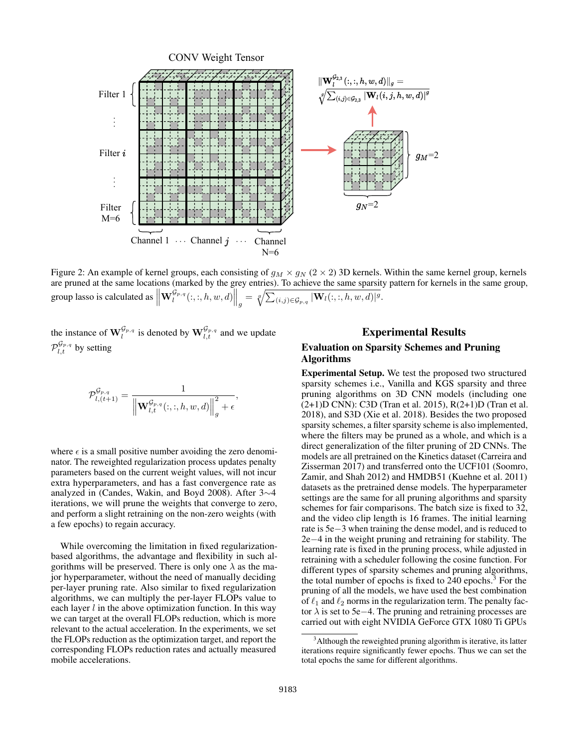Figure 2: An example of kernel groups, each consisting of $g_M \times g_N$ ($2 \times 2$) 3D kernels. Within the same kernel group, kernels are pruned at the same locations (marked by the grey entries). To achieve the same sparsity pattern for kernels in the same group, group lasso is calculated as $\left\|\mathbf{W}_l^{\mathcal{G}_{p,q}}(:,:,h,w,d)\right\|_g = \sqrt[g]{\sum_{(i,j)\in\mathcal{G}_{p,q}} |\mathbf{W}_l(:,:,h,w,d)|^g}$.

the instance of $\mathbf{W}_l^{\mathcal{G}_{p,q}}$ is denoted by $\mathbf{W}_{l,t}^{\mathcal{G}_{p,q}}$ and we update $\mathcal{P}_{l,t}^{\mathcal{G}_{p,q}}$ by setting

$$\mathcal{P}_{l,(t+1)}^{\mathcal{G}_{p,q}} = \frac{1}{\left\|\mathbf{W}_{l,t}^{\mathcal{G}_{p,q}}(:,:,h,w,d)\right\|_g^2 + \epsilon},$$

where $\epsilon$ is a small positive number avoiding the zero denominator. The reweighted regularization process updates penalty parameters based on the current weight values, will not incur extra hyperparameters, and has a fast convergence rate as analyzed in (Candes, Wakin, and Boyd 2008). After 3$\sim$4 iterations, we will prune the weights that converge to zero, and perform a slight retraining on the non-zero weights (with a few epochs) to regain accuracy.

While overcoming the limitation in fixed regularization-based algorithms, the advantage and flexibility in such algorithms will be preserved. There is only one $\lambda$ as the major hyperparameter, without the need of manually deciding per-layer pruning rate. Also similar to fixed regularization algorithms, we can multiply the per-layer FLOPs value to each layer $l$ in the above optimization function. In this way we can target at the overall FLOPs reduction, which is more relevant to the actual acceleration. In the experiments, we set the FLOPs reduction as the optimization target, and report the corresponding FLOPs reduction rates and actually measured mobile accelerations.

## Experimental Results

### Evaluation on Sparsity Schemes and Pruning Algorithms

**Experimental Setup.** We test the proposed two structured sparsity schemes i.e., Vanilla and KGS sparsity and three pruning algorithms on 3D CNN models (including one (2+1)D CNN): C3D (Tran et al. 2015), R(2+1)D (Tran et al. 2018), and S3D (Xie et al. 2018). Besides the two proposed sparsity schemes, a filter sparsity scheme is also implemented, where the filters may be pruned as a whole, and which is a direct generalization of the filter pruning of 2D CNNs. The models are all pretrained on the Kinetics dataset (Carreira and Zisserman 2017) and transferred onto the UCF101 (Soomro, Zamir, and Shah 2012) and HMDB51 (Kuehne et al. 2011) datasets as the pretrained dense models. The hyperparameter settings are the same for all pruning algorithms and sparsity schemes for fair comparisons. The batch size is fixed to 32, and the video clip length is 16 frames. The initial learning rate is 5e−3 when training the dense model, and is reduced to 2e−4 in the weight pruning and retraining for stability. The learning rate is fixed in the pruning process, while adjusted in retraining with a scheduler following the cosine function. For different types of sparsity schemes and pruning algorithms, the total number of epochs is fixed to 240 epochs.[3] For the pruning of all the models, we have used the best combination of $\ell_1$ and $\ell_2$ norms in the regularization term. The penalty factor $\lambda$ is set to 5e−4. The pruning and retraining processes are carried out with eight NVIDIA GeForce GTX 1080 Ti GPUs

[3]Although the reweighted pruning algorithm is iterative, its latter iterations require significantly fewer epochs. Thus we can set the total epochs the same for different algorithms.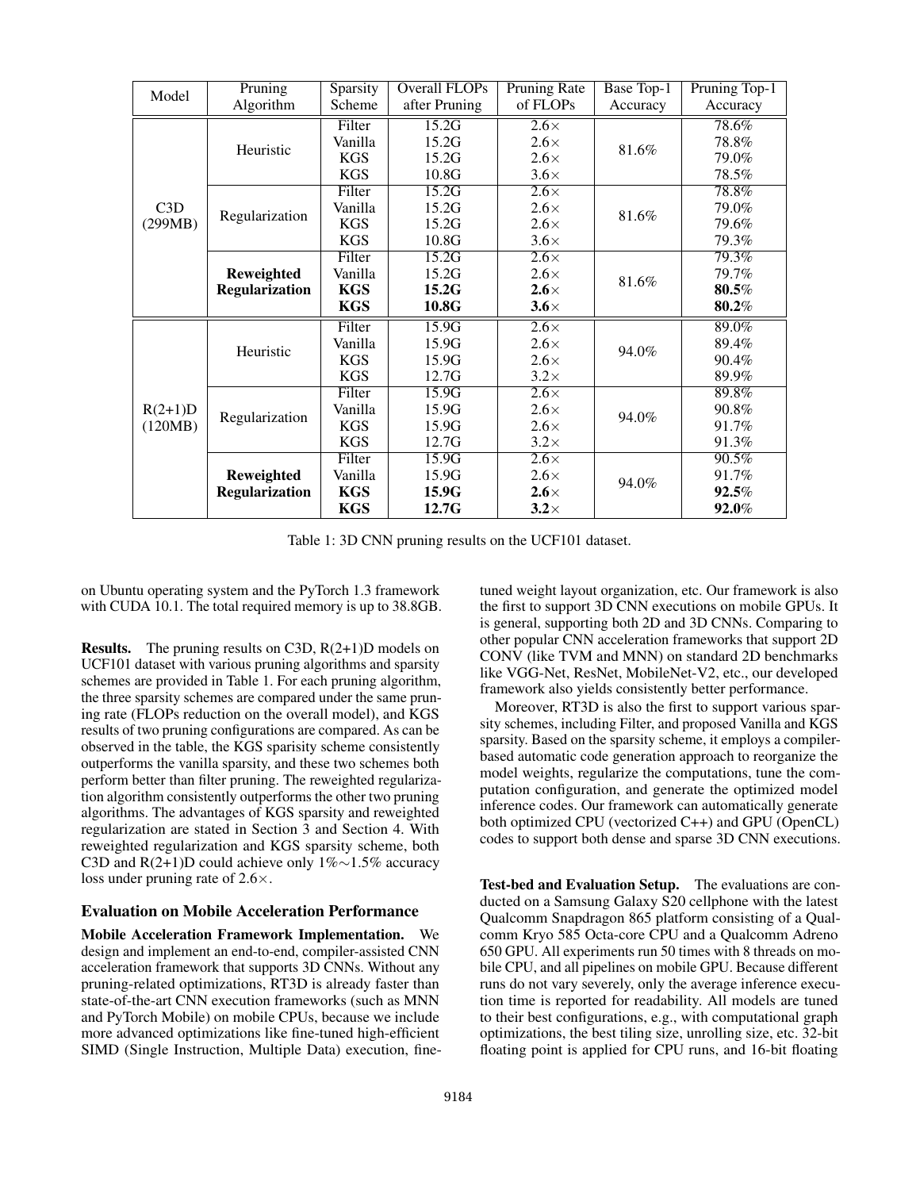| Model | Pruning Algorithm | Sparsity Scheme | Overall FLOPs after Pruning | Pruning Rate of FLOPs | Base Top-1 Accuracy | Pruning Top-1 Accuracy |
|---|---|---|---|---|---|---|
| C3D (299MB) | Heuristic | Filter | 15.2G | 2.6× | 81.6% | 78.6% |
| | | Vanilla | 15.2G | 2.6× | | 78.8% |
| | | KGS | 15.2G | 2.6× | | 79.0% |
| | | KGS | 10.8G | 3.6× | | 78.5% |
| | Regularization | Filter | 15.2G | 2.6× | 81.6% | 78.8% |
| | | Vanilla | 15.2G | 2.6× | | 79.0% |
| | | KGS | 15.2G | 2.6× | | 79.6% |
| | | KGS | 10.8G | 3.6× | | 79.3% |
| | **Reweighted Regularization** | Filter | 15.2G | 2.6× | 81.6% | 79.3% |
| | | Vanilla | 15.2G | 2.6× | | 79.7% |
| | | **KGS** | **15.2G** | **2.6**× | | **80.5**% |
| | | **KGS** | **10.8G** | **3.6**× | | **80.2**% |
| R(2+1)D (120MB) | Heuristic | Filter | 15.9G | 2.6× | 94.0% | 89.0% |
| | | Vanilla | 15.9G | 2.6× | | 89.4% |
| | | KGS | 15.9G | 2.6× | | 90.4% |
| | | KGS | 12.7G | 3.2× | | 89.9% |
| | Regularization | Filter | 15.9G | 2.6× | 94.0% | 89.8% |
| | | Vanilla | 15.9G | 2.6× | | 90.8% |
| | | KGS | 15.9G | 2.6× | | 91.7% |
| | | KGS | 12.7G | 3.2× | | 91.3% |
| | **Reweighted Regularization** | Filter | 15.9G | 2.6× | 94.0% | 90.5% |
| | | Vanilla | 15.9G | 2.6× | | 91.7% |
| | | **KGS** | **15.9G** | **2.6**× | | **92.5**% |
| | | **KGS** | **12.7G** | **3.2**× | | **92.0**% |

Table 1: 3D CNN pruning results on the UCF101 dataset.

on Ubuntu operating system and the PyTorch 1.3 framework with CUDA 10.1. The total required memory is up to 38.8GB.

**Results.** The pruning results on C3D, R(2+1)D models on UCF101 dataset with various pruning algorithms and sparsity schemes are provided in Table 1. For each pruning algorithm, the three sparsity schemes are compared under the same pruning rate (FLOPs reduction on the overall model), and KGS results of two pruning configurations are compared. As can be observed in the table, the KGS sparisity scheme consistently outperforms the vanilla sparsity, and these two schemes both perform better than filter pruning. The reweighted regularization algorithm consistently outperforms the other two pruning algorithms. The advantages of KGS sparsity and reweighted regularization are stated in Section 3 and Section 4. With reweighted regularization and KGS sparsity scheme, both C3D and R(2+1)D could achieve only 1%∼1.5% accuracy loss under pruning rate of 2.6×.

### Evaluation on Mobile Acceleration Performance

**Mobile Acceleration Framework Implementation.** We design and implement an end-to-end, compiler-assisted CNN acceleration framework that supports 3D CNNs. Without any pruning-related optimizations, RT3D is already faster than state-of-the-art CNN execution frameworks (such as MNN and PyTorch Mobile) on mobile CPUs, because we include more advanced optimizations like fine-tuned high-efficient SIMD (Single Instruction, Multiple Data) execution, fine-tuned weight layout organization, etc. Our framework is also the first to support 3D CNN executions on mobile GPUs. It is general, supporting both 2D and 3D CNNs. Comparing to other popular CNN acceleration frameworks that support 2D CONV (like TVM and MNN) on standard 2D benchmarks like VGG-Net, ResNet, MobileNet-V2, etc., our developed framework also yields consistently better performance.

Moreover, RT3D is also the first to support various sparsity schemes, including Filter, and proposed Vanilla and KGS sparsity. Based on the sparsity scheme, it employs a compiler-based automatic code generation approach to reorganize the model weights, regularize the computations, tune the computation configuration, and generate the optimized model inference codes. Our framework can automatically generate both optimized CPU (vectorized C++) and GPU (OpenCL) codes to support both dense and sparse 3D CNN executions.

**Test-bed and Evaluation Setup.** The evaluations are conducted on a Samsung Galaxy S20 cellphone with the latest Qualcomm Snapdragon 865 platform consisting of a Qualcomm Kryo 585 Octa-core CPU and a Qualcomm Adreno 650 GPU. All experiments run 50 times with 8 threads on mobile CPU, and all pipelines on mobile GPU. Because different runs do not vary severely, only the average inference execution time is reported for readability. All models are tuned to their best configurations, e.g., with computational graph optimizations, the best tiling size, unrolling size, etc. 32-bit floating point is applied for CPU runs, and 16-bit floating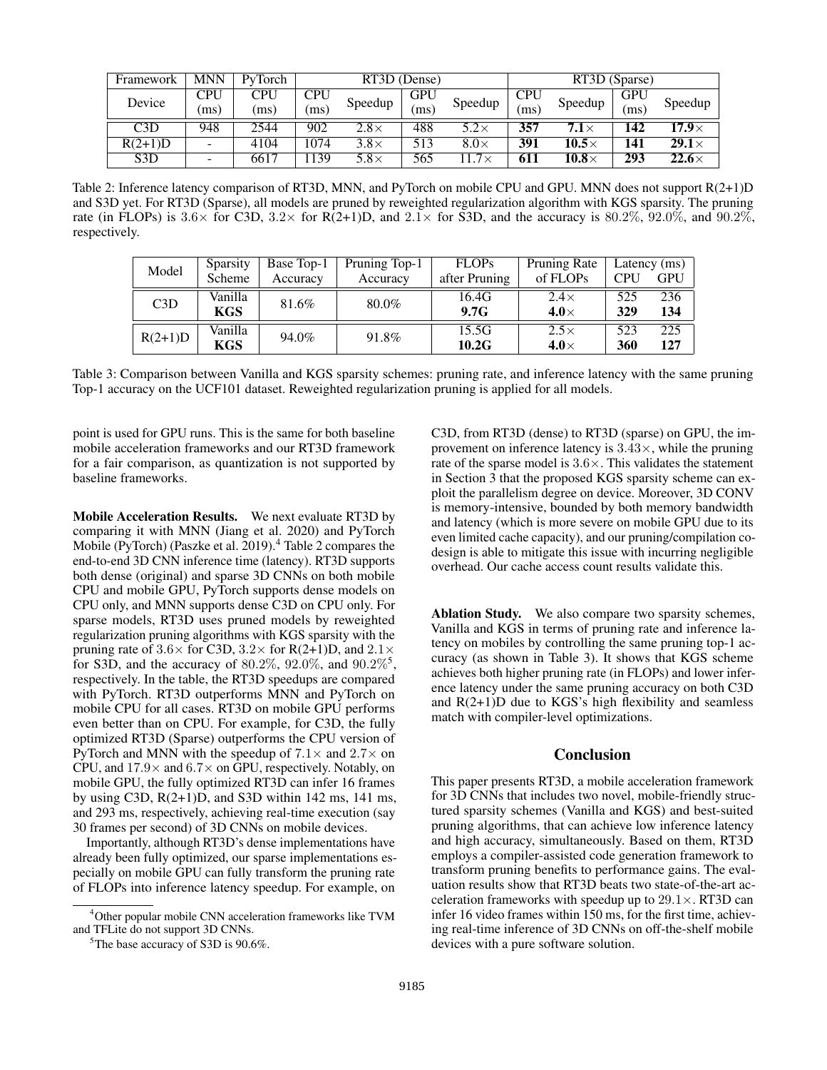| Framework | MNN | PyTorch | RT3D (Dense) | | | | RT3D (Sparse) | | | |
|---|---|---|---|---|---|---|---|---|---|---|
| Device | CPU (ms) | CPU (ms) | CPU (ms) | Speedup | GPU (ms) | Speedup | CPU (ms) | Speedup | GPU (ms) | Speedup |
| C3D | 948 | 2544 | 902 | 2.8× | 488 | 5.2× | **357** | **7.1×** | **142** | **17.9×** |
| R(2+1)D | - | 4104 | 1074 | 3.8× | 513 | 8.0× | **391** | **10.5×** | **141** | **29.1×** |
| S3D | - | 6617 | 1139 | 5.8× | 565 | 11.7× | **611** | **10.8×** | **293** | **22.6×** |

Table 2: Inference latency comparison of RT3D, MNN, and PyTorch on mobile CPU and GPU. MNN does not support R(2+1)D and S3D yet. For RT3D (Sparse), all models are pruned by reweighted regularization algorithm with KGS sparsity. The pruning rate (in FLOPs) is $3.6\times$ for C3D, $3.2\times$ for R(2+1)D, and $2.1\times$ for S3D, and the accuracy is $80.2\%$, $92.0\%$, and $90.2\%$, respectively.

| Model | Sparsity Scheme | Base Top-1 Accuracy | Pruning Top-1 Accuracy | FLOPs after Pruning | Pruning Rate of FLOPs | Latency (ms) CPU | Latency (ms) GPU |
|---|---|---|---|---|---|---|---|
| C3D | Vanilla | 81.6% | 80.0% | 16.4G | 2.4× | 525 | 236 |
| | **KGS** | | | **9.7G** | **4.0×** | **329** | **134** |
| R(2+1)D | Vanilla | 94.0% | 91.8% | 15.5G | 2.5× | 523 | 225 |
| | **KGS** | | | **10.2G** | **4.0×** | **360** | **127** |

Table 3: Comparison between Vanilla and KGS sparsity schemes: pruning rate, and inference latency with the same pruning Top-1 accuracy on the UCF101 dataset. Reweighted regularization pruning is applied for all models.

point is used for GPU runs. This is the same for both baseline mobile acceleration frameworks and our RT3D framework for a fair comparison, as quantization is not supported by baseline frameworks.

**Mobile Acceleration Results.** We next evaluate RT3D by comparing it with MNN (Jiang et al. 2020) and PyTorch Mobile (PyTorch) (Paszke et al. 2019).[4] Table 2 compares the end-to-end 3D CNN inference time (latency). RT3D supports both dense (original) and sparse 3D CNNs on both mobile CPU and mobile GPU, PyTorch supports dense models on CPU only, and MNN supports dense C3D on CPU only. For sparse models, RT3D uses pruned models by reweighted regularization pruning algorithms with KGS sparsity with the pruning rate of $3.6\times$ for C3D, $3.2\times$ for R(2+1)D, and $2.1\times$ for S3D, and the accuracy of $80.2\%$, $92.0\%$, and $90.2\%$[5], respectively. In the table, the RT3D speedups are compared with PyTorch. RT3D outperforms MNN and PyTorch on mobile CPU for all cases. RT3D on mobile GPU performs even better than on CPU. For example, for C3D, the fully optimized RT3D (Sparse) outperforms the CPU version of PyTorch and MNN with the speedup of $7.1\times$ and $2.7\times$ on CPU, and $17.9\times$ and $6.7\times$ on GPU, respectively. Notably, on mobile GPU, the fully optimized RT3D can infer 16 frames by using C3D, R(2+1)D, and S3D within 142 ms, 141 ms, and 293 ms, respectively, achieving real-time execution (say 30 frames per second) of 3D CNNs on mobile devices.

Importantly, although RT3D's dense implementations have already been fully optimized, our sparse implementations especially on mobile GPU can fully transform the pruning rate of FLOPs into inference latency speedup. For example, on C3D, from RT3D (dense) to RT3D (sparse) on GPU, the improvement on inference latency is $3.43\times$, while the pruning rate of the sparse model is $3.6\times$. This validates the statement in Section 3 that the proposed KGS sparsity scheme can exploit the parallelism degree on device. Moreover, 3D CONV is memory-intensive, bounded by both memory bandwidth and latency (which is more severe on mobile GPU due to its even limited cache capacity), and our pruning/compilation co-design is able to mitigate this issue with incurring negligible overhead. Our cache access count results validate this.

**Ablation Study.** We also compare two sparsity schemes, Vanilla and KGS in terms of pruning rate and inference latency on mobiles by controlling the same pruning top-1 accuracy (as shown in Table 3). It shows that KGS scheme achieves both higher pruning rate (in FLOPs) and lower inference latency under the same pruning accuracy on both C3D and R(2+1)D due to KGS's high flexibility and seamless match with compiler-level optimizations.

## Conclusion

This paper presents RT3D, a mobile acceleration framework for 3D CNNs that includes two novel, mobile-friendly structured sparsity schemes (Vanilla and KGS) and best-suited pruning algorithms, that can achieve low inference latency and high accuracy, simultaneously. Based on them, RT3D employs a compiler-assisted code generation framework to transform pruning benefits to performance gains. The evaluation results show that RT3D beats two state-of-the-art acceleration frameworks with speedup up to $29.1\times$. RT3D can infer 16 video frames within 150 ms, for the first time, achieving real-time inference of 3D CNNs on off-the-shelf mobile devices with a pure software solution.

[4] Other popular mobile CNN acceleration frameworks like TVM and TFLite do not support 3D CNNs.

[5] The base accuracy of S3D is 90.6%.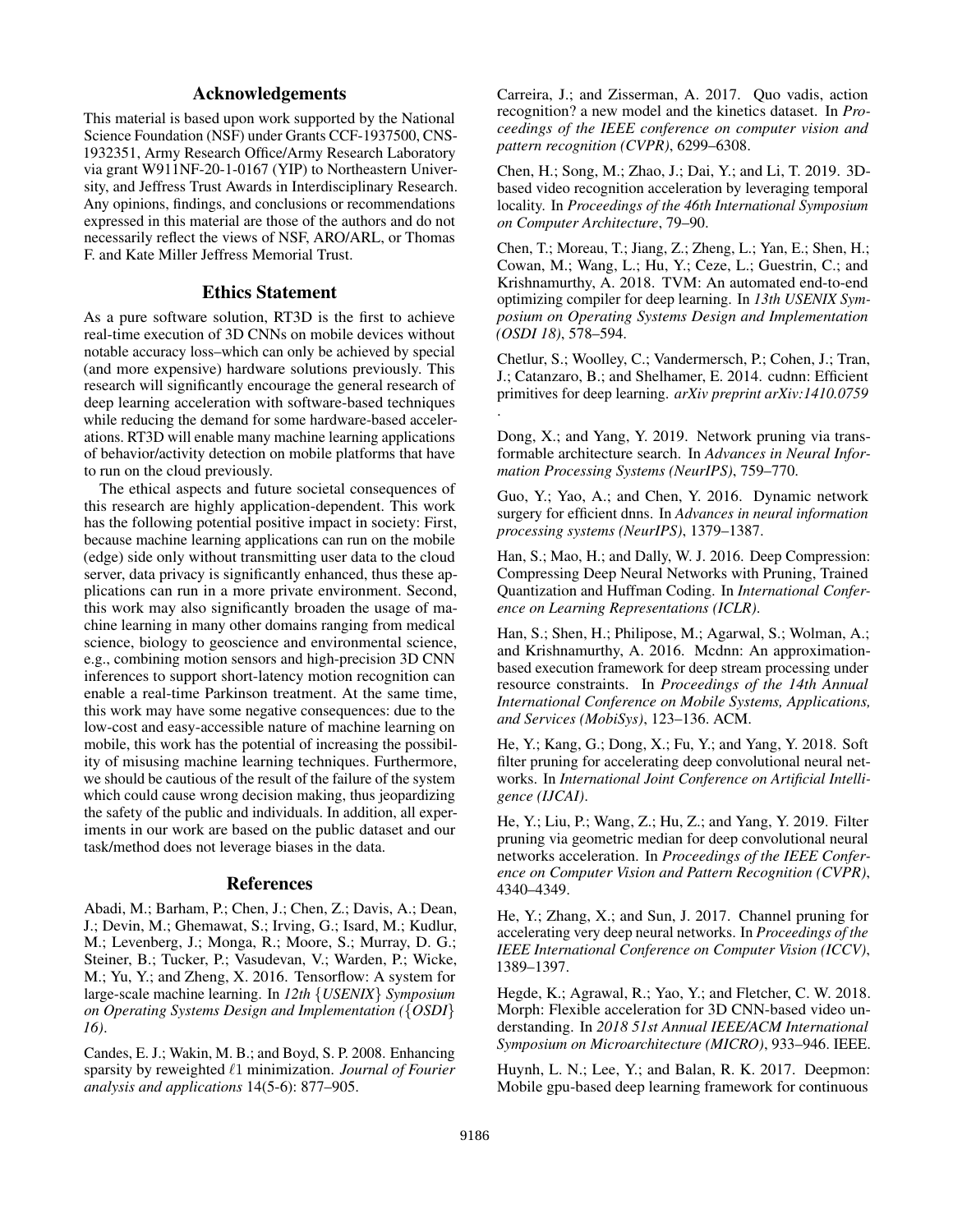## Acknowledgements

This material is based upon work supported by the National Science Foundation (NSF) under Grants CCF-1937500, CNS-1932351, Army Research Office/Army Research Laboratory via grant W911NF-20-1-0167 (YIP) to Northeastern University, and Jeffress Trust Awards in Interdisciplinary Research. Any opinions, findings, and conclusions or recommendations expressed in this material are those of the authors and do not necessarily reflect the views of NSF, ARO/ARL, or Thomas F. and Kate Miller Jeffress Memorial Trust.

## Ethics Statement

As a pure software solution, RT3D is the first to achieve real-time execution of 3D CNNs on mobile devices without notable accuracy loss–which can only be achieved by special (and more expensive) hardware solutions previously. This research will significantly encourage the general research of deep learning acceleration with software-based techniques while reducing the demand for some hardware-based accelerations. RT3D will enable many machine learning applications of behavior/activity detection on mobile platforms that have to run on the cloud previously.

The ethical aspects and future societal consequences of this research are highly application-dependent. This work has the following potential positive impact in society: First, because machine learning applications can run on the mobile (edge) side only without transmitting user data to the cloud server, data privacy is significantly enhanced, thus these applications can run in a more private environment. Second, this work may also significantly broaden the usage of machine learning in many other domains ranging from medical science, biology to geoscience and environmental science, e.g., combining motion sensors and high-precision 3D CNN inferences to support short-latency motion recognition can enable a real-time Parkinson treatment. At the same time, this work may have some negative consequences: due to the low-cost and easy-accessible nature of machine learning on mobile, this work has the potential of increasing the possibility of misusing machine learning techniques. Furthermore, we should be cautious of the result of the failure of the system which could cause wrong decision making, thus jeopardizing the safety of the public and individuals. In addition, all experiments in our work are based on the public dataset and our task/method does not leverage biases in the data.

## References

Abadi, M.; Barham, P.; Chen, J.; Chen, Z.; Davis, A.; Dean, J.; Devin, M.; Ghemawat, S.; Irving, G.; Isard, M.; Kudlur, M.; Levenberg, J.; Monga, R.; Moore, S.; Murray, D. G.; Steiner, B.; Tucker, P.; Vasudevan, V.; Warden, P.; Wicke, M.; Yu, Y.; and Zheng, X. 2016. Tensorflow: A system for large-scale machine learning. In *12th {USENIX} Symposium on Operating Systems Design and Implementation ({OSDI} 16)*.

Candes, E. J.; Wakin, M. B.; and Boyd, S. P. 2008. Enhancing sparsity by reweighted $\ell 1$ minimization. *Journal of Fourier analysis and applications* 14(5-6): 877–905.

Carreira, J.; and Zisserman, A. 2017. Quo vadis, action recognition? a new model and the kinetics dataset. In *Proceedings of the IEEE conference on computer vision and pattern recognition (CVPR)*, 6299–6308.

Chen, H.; Song, M.; Zhao, J.; Dai, Y.; and Li, T. 2019. 3D-based video recognition acceleration by leveraging temporal locality. In *Proceedings of the 46th International Symposium on Computer Architecture*, 79–90.

Chen, T.; Moreau, T.; Jiang, Z.; Zheng, L.; Yan, E.; Shen, H.; Cowan, M.; Wang, L.; Hu, Y.; Ceze, L.; Guestrin, C.; and Krishnamurthy, A. 2018. TVM: An automated end-to-end optimizing compiler for deep learning. In *13th USENIX Symposium on Operating Systems Design and Implementation (OSDI 18)*, 578–594.

Chetlur, S.; Woolley, C.; Vandermersch, P.; Cohen, J.; Tran, J.; Catanzaro, B.; and Shelhamer, E. 2014. cudnn: Efficient primitives for deep learning. *arXiv preprint arXiv:1410.0759* .

Dong, X.; and Yang, Y. 2019. Network pruning via transformable architecture search. In *Advances in Neural Information Processing Systems (NeurIPS)*, 759–770.

Guo, Y.; Yao, A.; and Chen, Y. 2016. Dynamic network surgery for efficient dnns. In *Advances in neural information processing systems (NeurIPS)*, 1379–1387.

Han, S.; Mao, H.; and Dally, W. J. 2016. Deep Compression: Compressing Deep Neural Networks with Pruning, Trained Quantization and Huffman Coding. In *International Conference on Learning Representations (ICLR)*.

Han, S.; Shen, H.; Philipose, M.; Agarwal, S.; Wolman, A.; and Krishnamurthy, A. 2016. Mcdnn: An approximation-based execution framework for deep stream processing under resource constraints. In *Proceedings of the 14th Annual International Conference on Mobile Systems, Applications, and Services (MobiSys)*, 123–136. ACM.

He, Y.; Kang, G.; Dong, X.; Fu, Y.; and Yang, Y. 2018. Soft filter pruning for accelerating deep convolutional neural networks. In *International Joint Conference on Artificial Intelligence (IJCAI)*.

He, Y.; Liu, P.; Wang, Z.; Hu, Z.; and Yang, Y. 2019. Filter pruning via geometric median for deep convolutional neural networks acceleration. In *Proceedings of the IEEE Conference on Computer Vision and Pattern Recognition (CVPR)*, 4340–4349.

He, Y.; Zhang, X.; and Sun, J. 2017. Channel pruning for accelerating very deep neural networks. In *Proceedings of the IEEE International Conference on Computer Vision (ICCV)*, 1389–1397.

Hegde, K.; Agrawal, R.; Yao, Y.; and Fletcher, C. W. 2018. Morph: Flexible acceleration for 3D CNN-based video understanding. In *2018 51st Annual IEEE/ACM International Symposium on Microarchitecture (MICRO)*, 933–946. IEEE.

Huynh, L. N.; Lee, Y.; and Balan, R. K. 2017. Deepmon: Mobile gpu-based deep learning framework for continuous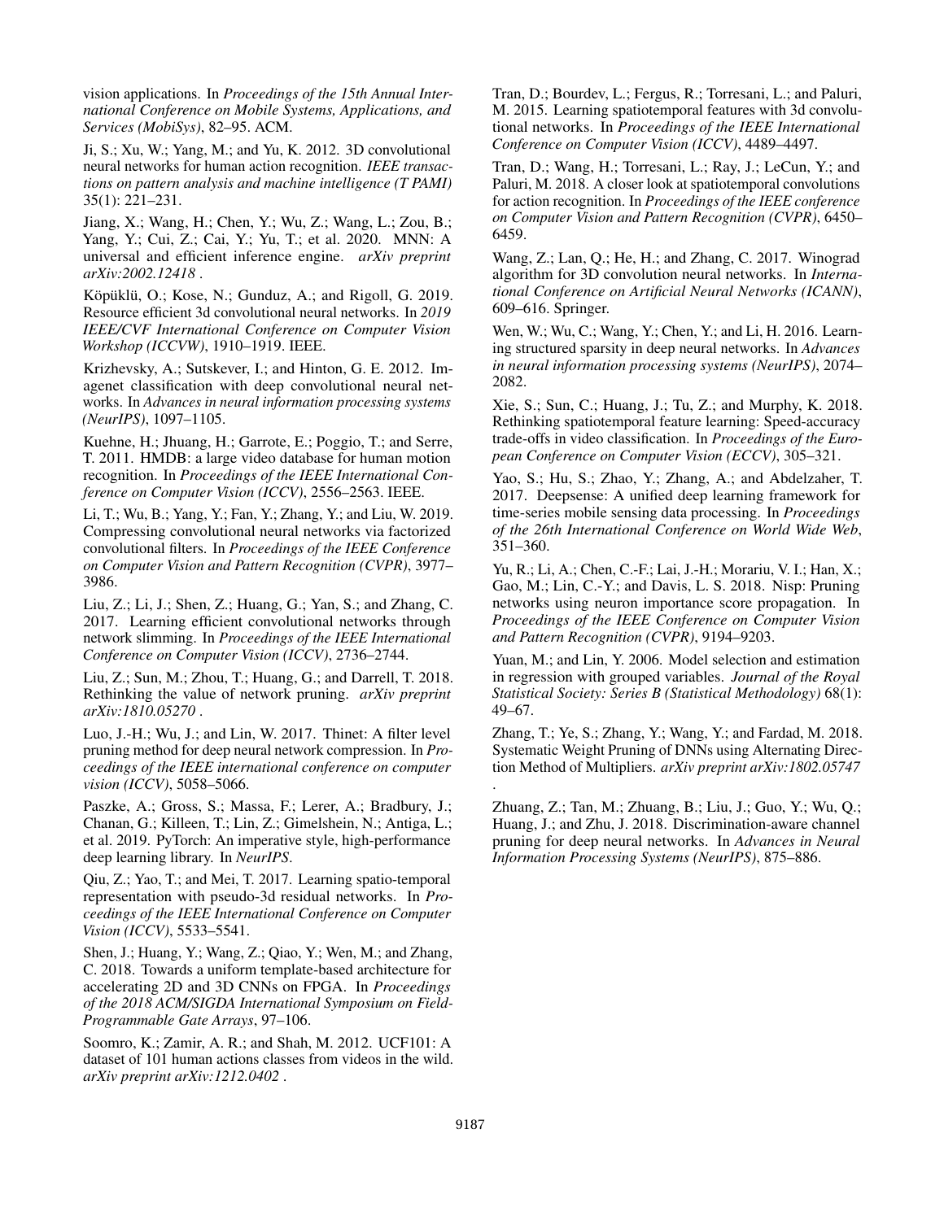vision applications. In *Proceedings of the 15th Annual International Conference on Mobile Systems, Applications, and Services (MobiSys)*, 82–95. ACM.

Ji, S.; Xu, W.; Yang, M.; and Yu, K. 2012. 3D convolutional neural networks for human action recognition. *IEEE transactions on pattern analysis and machine intelligence (T PAMI)* 35(1): 221–231.

Jiang, X.; Wang, H.; Chen, Y.; Wu, Z.; Wang, L.; Zou, B.; Yang, Y.; Cui, Z.; Cai, Y.; Yu, T.; et al. 2020. MNN: A universal and efficient inference engine. *arXiv preprint arXiv:2002.12418* .

Köpüklü, O.; Kose, N.; Gunduz, A.; and Rigoll, G. 2019. Resource efficient 3d convolutional neural networks. In *2019 IEEE/CVF International Conference on Computer Vision Workshop (ICCVW)*, 1910–1919. IEEE.

Krizhevsky, A.; Sutskever, I.; and Hinton, G. E. 2012. Imagenet classification with deep convolutional neural networks. In *Advances in neural information processing systems (NeurIPS)*, 1097–1105.

Kuehne, H.; Jhuang, H.; Garrote, E.; Poggio, T.; and Serre, T. 2011. HMDB: a large video database for human motion recognition. In *Proceedings of the IEEE International Conference on Computer Vision (ICCV)*, 2556–2563. IEEE.

Li, T.; Wu, B.; Yang, Y.; Fan, Y.; Zhang, Y.; and Liu, W. 2019. Compressing convolutional neural networks via factorized convolutional filters. In *Proceedings of the IEEE Conference on Computer Vision and Pattern Recognition (CVPR)*, 3977–3986.

Liu, Z.; Li, J.; Shen, Z.; Huang, G.; Yan, S.; and Zhang, C. 2017. Learning efficient convolutional networks through network slimming. In *Proceedings of the IEEE International Conference on Computer Vision (ICCV)*, 2736–2744.

Liu, Z.; Sun, M.; Zhou, T.; Huang, G.; and Darrell, T. 2018. Rethinking the value of network pruning. *arXiv preprint arXiv:1810.05270* .

Luo, J.-H.; Wu, J.; and Lin, W. 2017. Thinet: A filter level pruning method for deep neural network compression. In *Proceedings of the IEEE international conference on computer vision (ICCV)*, 5058–5066.

Paszke, A.; Gross, S.; Massa, F.; Lerer, A.; Bradbury, J.; Chanan, G.; Killeen, T.; Lin, Z.; Gimelshein, N.; Antiga, L.; et al. 2019. PyTorch: An imperative style, high-performance deep learning library. In *NeurIPS*.

Qiu, Z.; Yao, T.; and Mei, T. 2017. Learning spatio-temporal representation with pseudo-3d residual networks. In *Proceedings of the IEEE International Conference on Computer Vision (ICCV)*, 5533–5541.

Shen, J.; Huang, Y.; Wang, Z.; Qiao, Y.; Wen, M.; and Zhang, C. 2018. Towards a uniform template-based architecture for accelerating 2D and 3D CNNs on FPGA. In *Proceedings of the 2018 ACM/SIGDA International Symposium on Field-Programmable Gate Arrays*, 97–106.

Soomro, K.; Zamir, A. R.; and Shah, M. 2012. UCF101: A dataset of 101 human actions classes from videos in the wild. *arXiv preprint arXiv:1212.0402* .

Tran, D.; Bourdev, L.; Fergus, R.; Torresani, L.; and Paluri, M. 2015. Learning spatiotemporal features with 3d convolutional networks. In *Proceedings of the IEEE International Conference on Computer Vision (ICCV)*, 4489–4497.

Tran, D.; Wang, H.; Torresani, L.; Ray, J.; LeCun, Y.; and Paluri, M. 2018. A closer look at spatiotemporal convolutions for action recognition. In *Proceedings of the IEEE conference on Computer Vision and Pattern Recognition (CVPR)*, 6450–6459.

Wang, Z.; Lan, Q.; He, H.; and Zhang, C. 2017. Winograd algorithm for 3D convolution neural networks. In *International Conference on Artificial Neural Networks (ICANN)*, 609–616. Springer.

Wen, W.; Wu, C.; Wang, Y.; Chen, Y.; and Li, H. 2016. Learning structured sparsity in deep neural networks. In *Advances in neural information processing systems (NeurIPS)*, 2074–2082.

Xie, S.; Sun, C.; Huang, J.; Tu, Z.; and Murphy, K. 2018. Rethinking spatiotemporal feature learning: Speed-accuracy trade-offs in video classification. In *Proceedings of the European Conference on Computer Vision (ECCV)*, 305–321.

Yao, S.; Hu, S.; Zhao, Y.; Zhang, A.; and Abdelzaher, T. 2017. Deepsense: A unified deep learning framework for time-series mobile sensing data processing. In *Proceedings of the 26th International Conference on World Wide Web*, 351–360.

Yu, R.; Li, A.; Chen, C.-F.; Lai, J.-H.; Morariu, V. I.; Han, X.; Gao, M.; Lin, C.-Y.; and Davis, L. S. 2018. Nisp: Pruning networks using neuron importance score propagation. In *Proceedings of the IEEE Conference on Computer Vision and Pattern Recognition (CVPR)*, 9194–9203.

Yuan, M.; and Lin, Y. 2006. Model selection and estimation in regression with grouped variables. *Journal of the Royal Statistical Society: Series B (Statistical Methodology)* 68(1): 49–67.

Zhang, T.; Ye, S.; Zhang, Y.; Wang, Y.; and Fardad, M. 2018. Systematic Weight Pruning of DNNs using Alternating Direction Method of Multipliers. *arXiv preprint arXiv:1802.05747* .

Zhuang, Z.; Tan, M.; Zhuang, B.; Liu, J.; Guo, Y.; Wu, Q.; Huang, J.; and Zhu, J. 2018. Discrimination-aware channel pruning for deep neural networks. In *Advances in Neural Information Processing Systems (NeurIPS)*, 875–886.